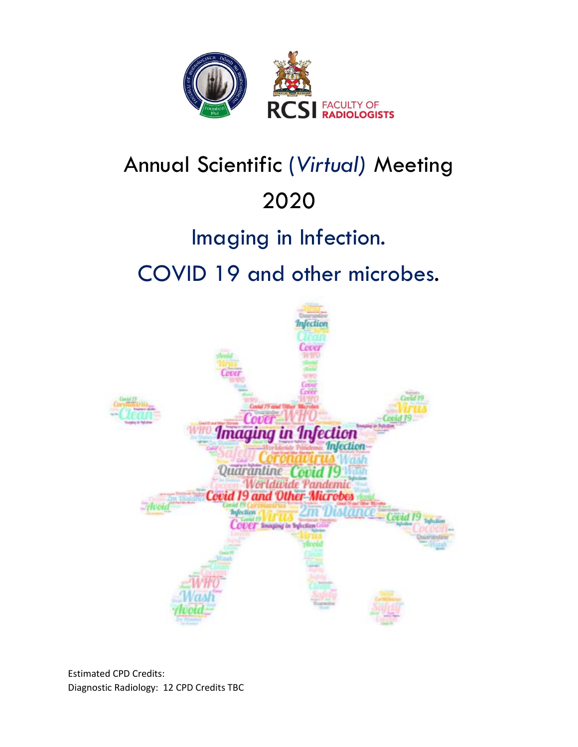# Annual Scientific (*Virtual*) Meeting 2020

## Imaging in Infection.

## COVID 19 and other microbes.

Estimated CPD Credits:
Diagnostic Radiology: 12 CPD Credits TBC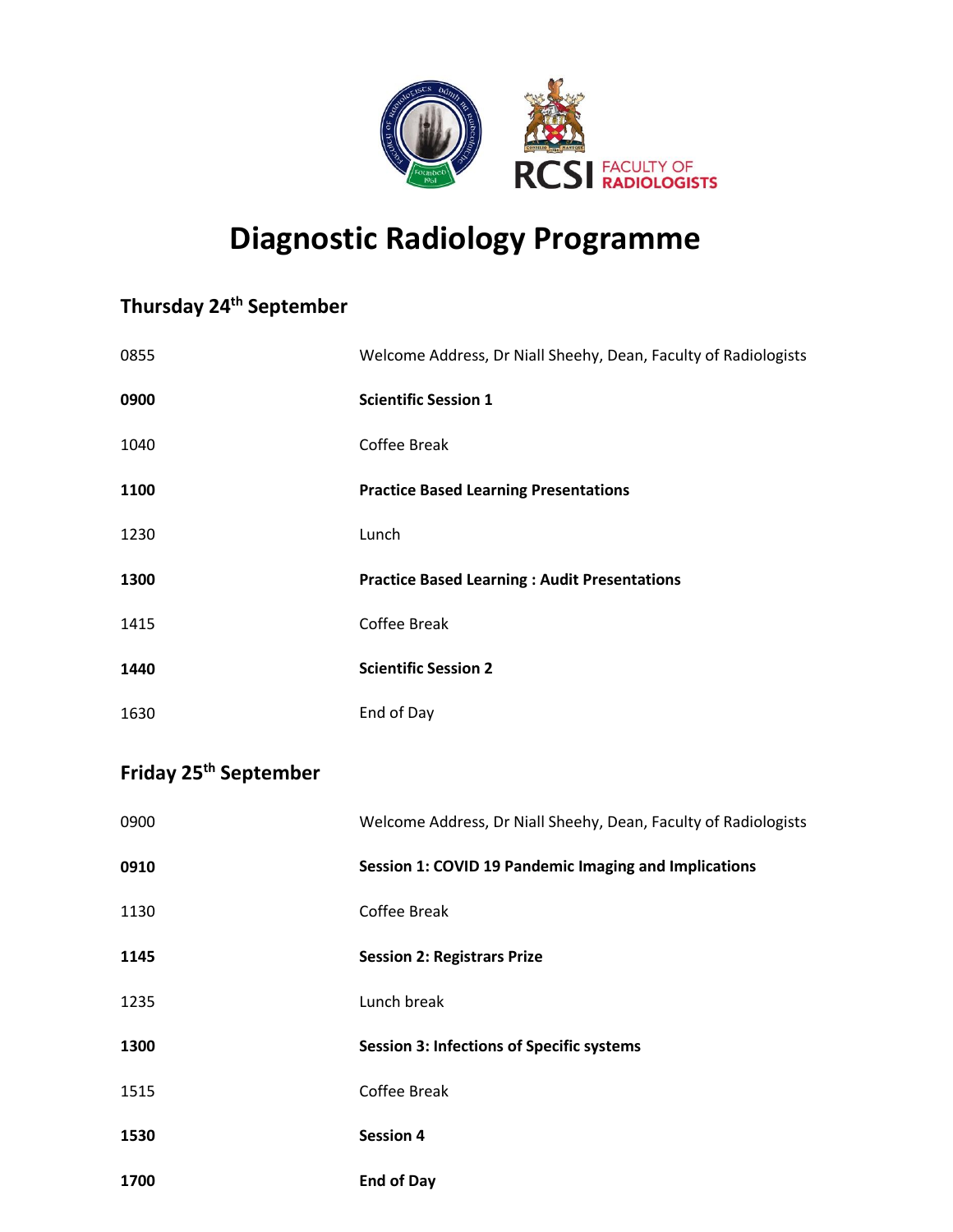# Diagnostic Radiology Programme

## Thursday 24th September

| | |
|---|---|
| 0855 | Welcome Address, Dr Niall Sheehy, Dean, Faculty of Radiologists |
| **0900** | **Scientific Session 1** |
| 1040 | Coffee Break |
| **1100** | **Practice Based Learning Presentations** |
| 1230 | Lunch |
| **1300** | **Practice Based Learning : Audit Presentations** |
| 1415 | Coffee Break |
| **1440** | **Scientific Session 2** |
| 1630 | End of Day |

## Friday 25th September

| | |
|---|---|
| 0900 | Welcome Address, Dr Niall Sheehy, Dean, Faculty of Radiologists |
| **0910** | **Session 1: COVID 19 Pandemic Imaging and Implications** |
| 1130 | Coffee Break |
| **1145** | **Session 2: Registrars Prize** |
| 1235 | Lunch break |
| **1300** | **Session 3: Infections of Specific systems** |
| 1515 | Coffee Break |
| **1530** | **Session 4** |
| **1700** | **End of Day** |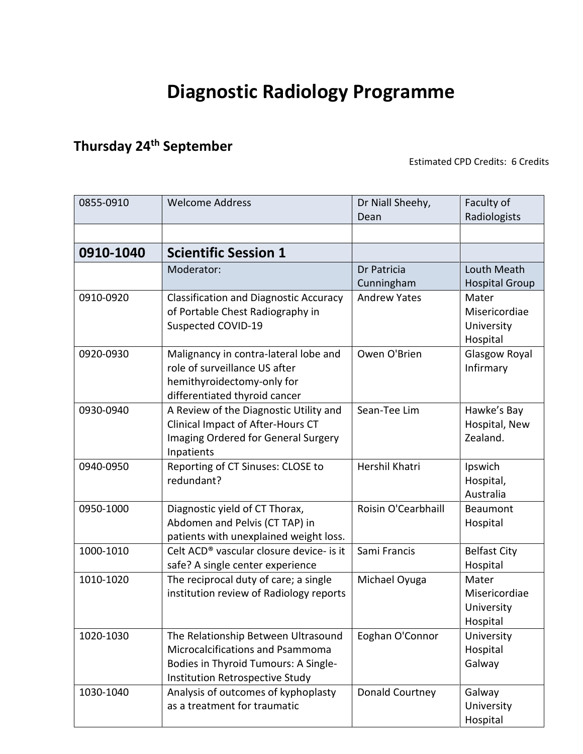# Diagnostic Radiology Programme

## Thursday 24th September

Estimated CPD Credits: 6 Credits

| 0855-0910 | Welcome Address | Dr Niall Sheehy, Dean | Faculty of Radiologists |
|---|---|---|---|
| | | | |
| **0910-1040** | **Scientific Session 1** | | |
| | Moderator: | Dr Patricia Cunningham | Louth Meath Hospital Group |
| 0910-0920 | Classification and Diagnostic Accuracy of Portable Chest Radiography in Suspected COVID-19 | Andrew Yates | Mater Misericordiae University Hospital |
| 0920-0930 | Malignancy in contra-lateral lobe and role of surveillance US after hemithyroidectomy-only for differentiated thyroid cancer | Owen O'Brien | Glasgow Royal Infirmary |
| 0930-0940 | A Review of the Diagnostic Utility and Clinical Impact of After-Hours CT Imaging Ordered for General Surgery Inpatients | Sean-Tee Lim | Hawke's Bay Hospital, New Zealand. |
| 0940-0950 | Reporting of CT Sinuses: CLOSE to redundant? | Hershil Khatri | Ipswich Hospital, Australia |
| 0950-1000 | Diagnostic yield of CT Thorax, Abdomen and Pelvis (CT TAP) in patients with unexplained weight loss. | Roisin O'Cearbhaill | Beaumont Hospital |
| 1000-1010 | Celt ACD® vascular closure device- is it safe? A single center experience | Sami Francis | Belfast City Hospital |
| 1010-1020 | The reciprocal duty of care; a single institution review of Radiology reports | Michael Oyuga | Mater Misericordiae University Hospital |
| 1020-1030 | The Relationship Between Ultrasound Microcalcifications and Psammoma Bodies in Thyroid Tumours: A Single-Institution Retrospective Study | Eoghan O'Connor | University Hospital Galway |
| 1030-1040 | Analysis of outcomes of kyphoplasty as a treatment for traumatic | Donald Courtney | Galway University Hospital |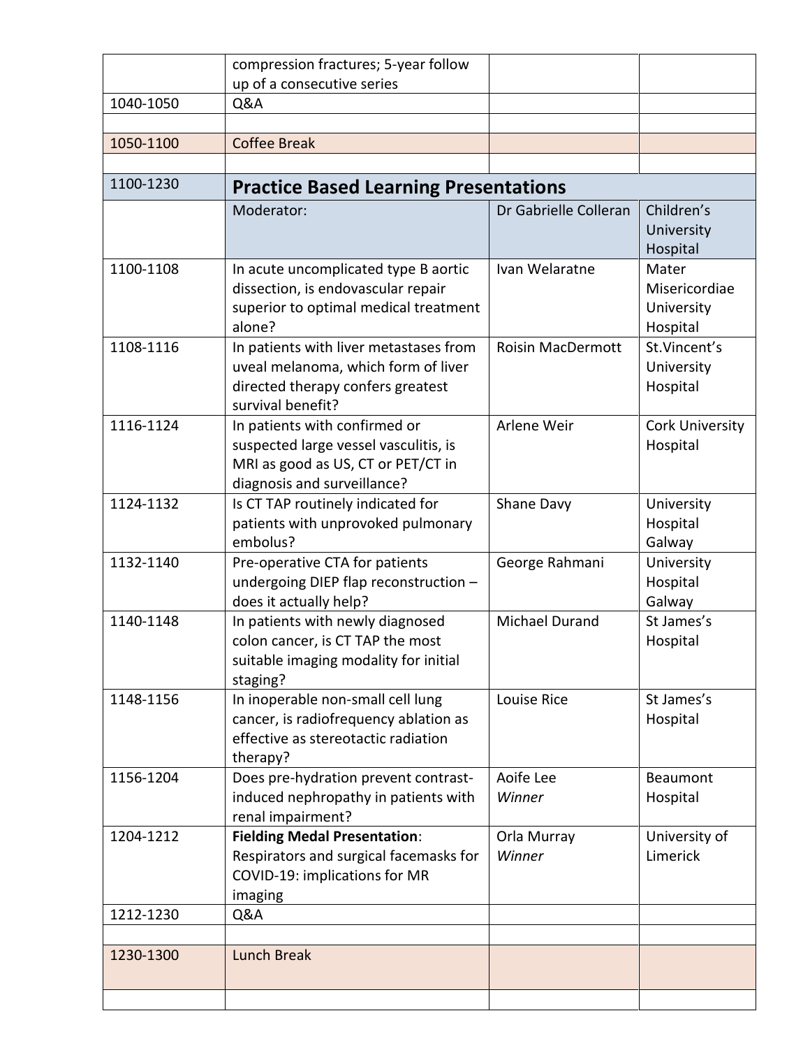| | | | |
|---|---|---|---|
| | compression fractures; 5-year follow up of a consecutive series | | |
| 1040-1050 | Q&A | | |
| | | | |
| 1050-1100 | Coffee Break | | |
| | | | |
| 1100-1230 | **Practice Based Learning Presentations** | | |
| | Moderator: | Dr Gabrielle Colleran | Children's University Hospital |
| 1100-1108 | In acute uncomplicated type B aortic dissection, is endovascular repair superior to optimal medical treatment alone? | Ivan Welaratne | Mater Misericordiae University Hospital |
| 1108-1116 | In patients with liver metastases from uveal melanoma, which form of liver directed therapy confers greatest survival benefit? | Roisin MacDermott | St.Vincent's University Hospital |
| 1116-1124 | In patients with confirmed or suspected large vessel vasculitis, is MRI as good as US, CT or PET/CT in diagnosis and surveillance? | Arlene Weir | Cork University Hospital |
| 1124-1132 | Is CT TAP routinely indicated for patients with unprovoked pulmonary embolus? | Shane Davy | University Hospital Galway |
| 1132-1140 | Pre-operative CTA for patients undergoing DIEP flap reconstruction – does it actually help? | George Rahmani | University Hospital Galway |
| 1140-1148 | In patients with newly diagnosed colon cancer, is CT TAP the most suitable imaging modality for initial staging? | Michael Durand | St James's Hospital |
| 1148-1156 | In inoperable non-small cell lung cancer, is radiofrequency ablation as effective as stereotactic radiation therapy? | Louise Rice | St James's Hospital |
| 1156-1204 | Does pre-hydration prevent contrast-induced nephropathy in patients with renal impairment? | Aoife Lee *Winner* | Beaumont Hospital |
| 1204-1212 | **Fielding Medal Presentation**: Respirators and surgical facemasks for COVID-19: implications for MR imaging | Orla Murray *Winner* | University of Limerick |
| 1212-1230 | Q&A | | |
| | | | |
| 1230-1300 | Lunch Break | | |
| | | | |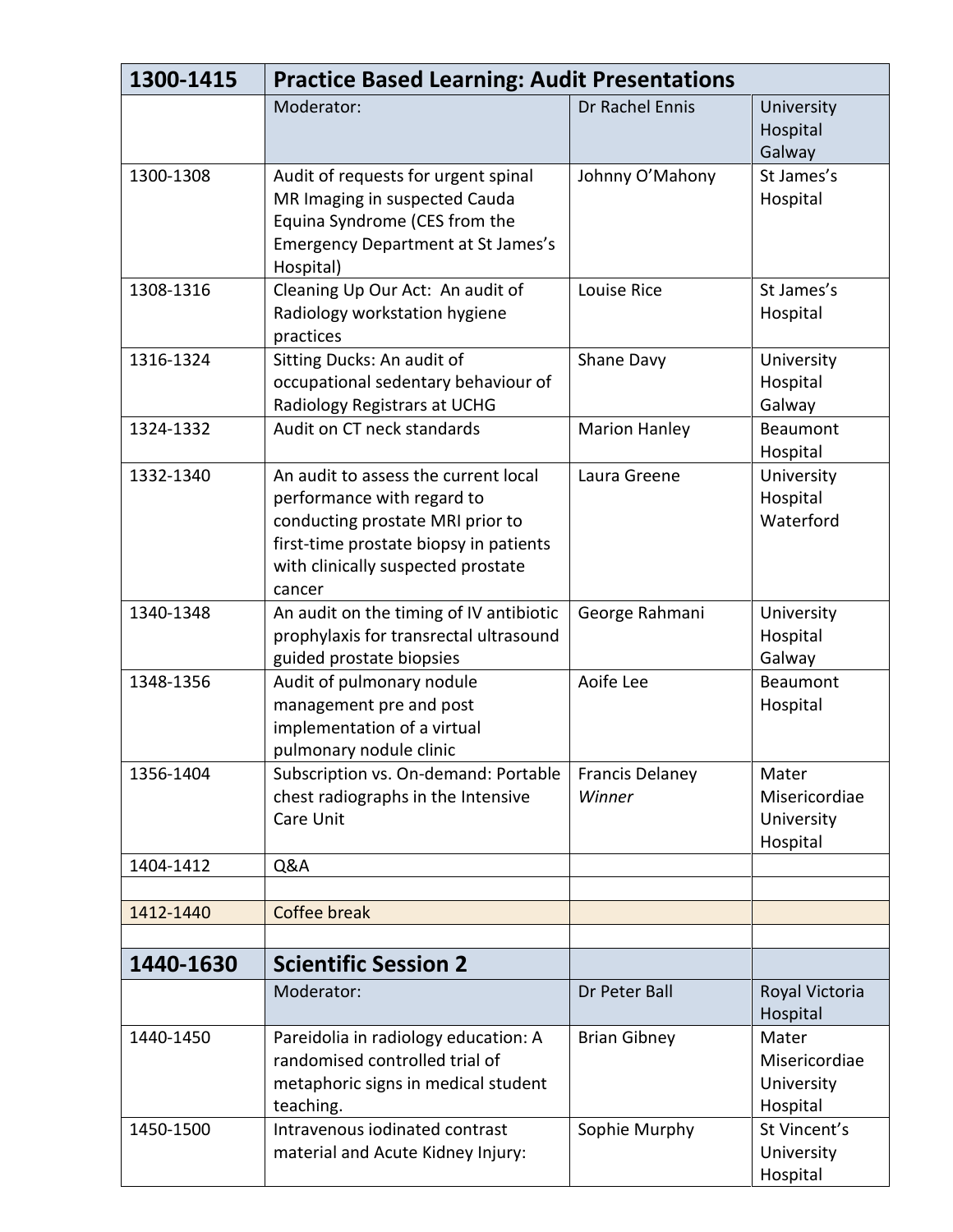| **1300-1415** | **Practice Based Learning: Audit Presentations** | | |
|---|---|---|---|
| | Moderator: | Dr Rachel Ennis | University Hospital Galway |
| 1300-1308 | Audit of requests for urgent spinal MR Imaging in suspected Cauda Equina Syndrome (CES from the Emergency Department at St James's Hospital) | Johnny O'Mahony | St James's Hospital |
| 1308-1316 | Cleaning Up Our Act: An audit of Radiology workstation hygiene practices | Louise Rice | St James's Hospital |
| 1316-1324 | Sitting Ducks: An audit of occupational sedentary behaviour of Radiology Registrars at UCHG | Shane Davy | University Hospital Galway |
| 1324-1332 | Audit on CT neck standards | Marion Hanley | Beaumont Hospital |
| 1332-1340 | An audit to assess the current local performance with regard to conducting prostate MRI prior to first-time prostate biopsy in patients with clinically suspected prostate cancer | Laura Greene | University Hospital Waterford |
| 1340-1348 | An audit on the timing of IV antibiotic prophylaxis for transrectal ultrasound guided prostate biopsies | George Rahmani | University Hospital Galway |
| 1348-1356 | Audit of pulmonary nodule management pre and post implementation of a virtual pulmonary nodule clinic | Aoife Lee | Beaumont Hospital |
| 1356-1404 | Subscription vs. On-demand: Portable chest radiographs in the Intensive Care Unit | Francis Delaney *Winner* | Mater Misericordiae University Hospital |
| 1404-1412 | Q&A | | |
| | | | |
| 1412-1440 | Coffee break | | |
| | | | |
| **1440-1630** | **Scientific Session 2** | | |
| | Moderator: | Dr Peter Ball | Royal Victoria Hospital |
| 1440-1450 | Pareidolia in radiology education: A randomised controlled trial of metaphoric signs in medical student teaching. | Brian Gibney | Mater Misericordiae University Hospital |
| 1450-1500 | Intravenous iodinated contrast material and Acute Kidney Injury: | Sophie Murphy | St Vincent's University Hospital |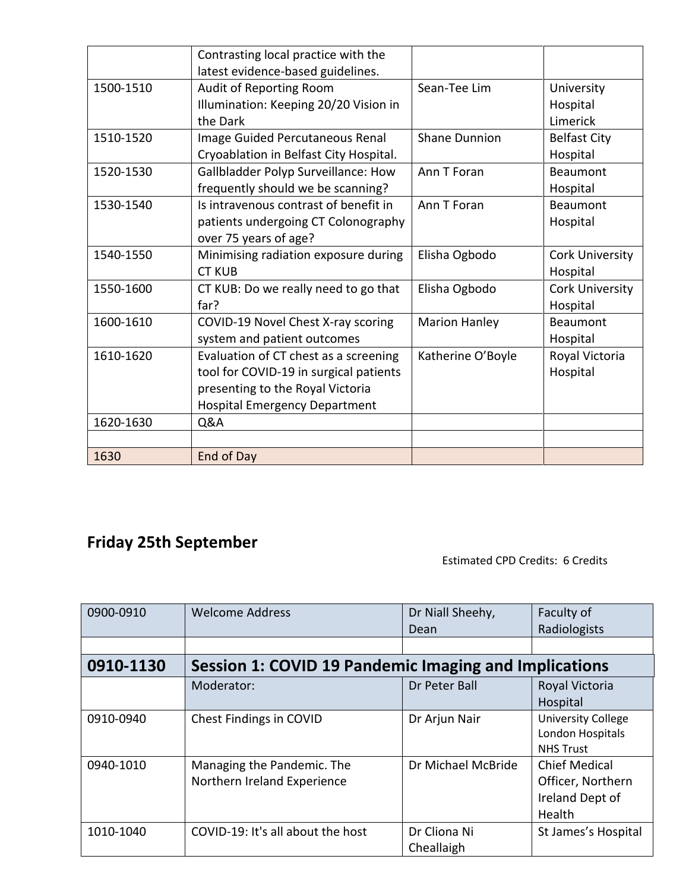|  | Contrasting local practice with the latest evidence-based guidelines. |  |  |
|---|---|---|---|
| 1500-1510 | Audit of Reporting Room Illumination: Keeping 20/20 Vision in the Dark | Sean-Tee Lim | University Hospital Limerick |
| 1510-1520 | Image Guided Percutaneous Renal Cryoablation in Belfast City Hospital. | Shane Dunnion | Belfast City Hospital |
| 1520-1530 | Gallbladder Polyp Surveillance: How frequently should we be scanning? | Ann T Foran | Beaumont Hospital |
| 1530-1540 | Is intravenous contrast of benefit in patients undergoing CT Colonography over 75 years of age? | Ann T Foran | Beaumont Hospital |
| 1540-1550 | Minimising radiation exposure during CT KUB | Elisha Ogbodo | Cork University Hospital |
| 1550-1600 | CT KUB: Do we really need to go that far? | Elisha Ogbodo | Cork University Hospital |
| 1600-1610 | COVID-19 Novel Chest X-ray scoring system and patient outcomes | Marion Hanley | Beaumont Hospital |
| 1610-1620 | Evaluation of CT chest as a screening tool for COVID-19 in surgical patients presenting to the Royal Victoria Hospital Emergency Department | Katherine O'Boyle | Royal Victoria Hospital |
| 1620-1630 | Q&A |  |  |
|  |  |  |  |
| 1630 | End of Day |  |  |

## Friday 25th September

Estimated CPD Credits: 6 Credits

| 0900-0910 | Welcome Address | Dr Niall Sheehy, Dean | Faculty of Radiologists |
|---|---|---|---|
|  |  |  |  |
| **0910-1130** | **Session 1: COVID 19 Pandemic Imaging and Implications** |  |  |
|  | Moderator: | Dr Peter Ball | Royal Victoria Hospital |
| 0910-0940 | Chest Findings in COVID | Dr Arjun Nair | University College London Hospitals NHS Trust |
| 0940-1010 | Managing the Pandemic. The Northern Ireland Experience | Dr Michael McBride | Chief Medical Officer, Northern Ireland Dept of Health |
| 1010-1040 | COVID-19: It's all about the host | Dr Cliona Ni Cheallaigh | St James's Hospital |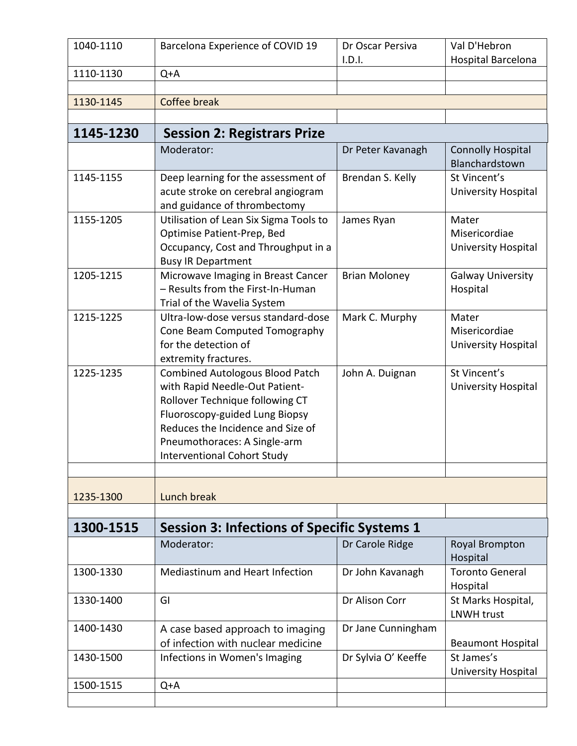| | | | |
|---|---|---|---|
| 1040-1110 | Barcelona Experience of COVID 19 | Dr Oscar Persiva I.D.I. | Val D'Hebron Hospital Barcelona |
| 1110-1130 | Q+A | | |
| | | | |
| 1130-1145 | Coffee break | | |
| | | | |
| **1145-1230** | **Session 2: Registrars Prize** | | |
| | Moderator: | Dr Peter Kavanagh | Connolly Hospital Blanchardstown |
| 1145-1155 | Deep learning for the assessment of acute stroke on cerebral angiogram and guidance of thrombectomy | Brendan S. Kelly | St Vincent's University Hospital |
| 1155-1205 | Utilisation of Lean Six Sigma Tools to Optimise Patient-Prep, Bed Occupancy, Cost and Throughput in a Busy IR Department | James Ryan | Mater Misericordiae University Hospital |
| 1205-1215 | Microwave Imaging in Breast Cancer – Results from the First-In-Human Trial of the Wavelia System | Brian Moloney | Galway University Hospital |
| 1215-1225 | Ultra-low-dose versus standard-dose Cone Beam Computed Tomography for the detection of extremity fractures. | Mark C. Murphy | Mater Misericordiae University Hospital |
| 1225-1235 | Combined Autologous Blood Patch with Rapid Needle-Out Patient-Rollover Technique following CT Fluoroscopy-guided Lung Biopsy Reduces the Incidence and Size of Pneumothoraces: A Single-arm Interventional Cohort Study | John A. Duignan | St Vincent's University Hospital |
| | | | |
| 1235-1300 | Lunch break | | |
| | | | |
| **1300-1515** | **Session 3: Infections of Specific Systems 1** | | |
| | Moderator: | Dr Carole Ridge | Royal Brompton Hospital |
| 1300-1330 | Mediastinum and Heart Infection | Dr John Kavanagh | Toronto General Hospital |
| 1330-1400 | GI | Dr Alison Corr | St Marks Hospital, LNWH trust |
| 1400-1430 | A case based approach to imaging of infection with nuclear medicine | Dr Jane Cunningham | Beaumont Hospital |
| 1430-1500 | Infections in Women's Imaging | Dr Sylvia O' Keeffe | St James's University Hospital |
| 1500-1515 | Q+A | | |
| | | | |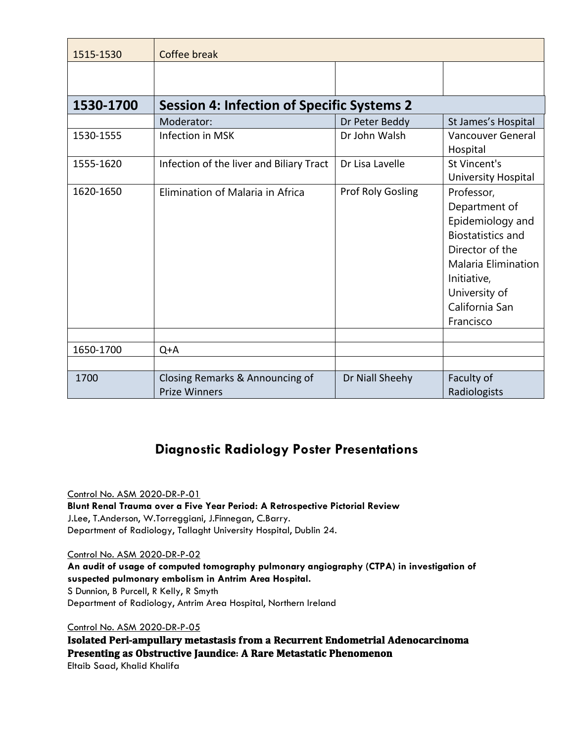| 1515-1530 | Coffee break | | |
|---|---|---|---|
| | | | |
| **1530-1700** | **Session 4: Infection of Specific Systems 2** | | |
| | Moderator: | Dr Peter Beddy | St James's Hospital |
| 1530-1555 | Infection in MSK | Dr John Walsh | Vancouver General Hospital |
| 1555-1620 | Infection of the liver and Biliary Tract | Dr Lisa Lavelle | St Vincent's University Hospital |
| 1620-1650 | Elimination of Malaria in Africa | Prof Roly Gosling | Professor, Department of Epidemiology and Biostatistics and Director of the Malaria Elimination Initiative, University of California San Francisco |
| | | | |
| 1650-1700 | Q+A | | |
| | | | |
| 1700 | Closing Remarks & Announcing of Prize Winners | Dr Niall Sheehy | Faculty of Radiologists |

## Diagnostic Radiology Poster Presentations

Control No. ASM 2020-DR-P-01
**Blunt Renal Trauma over a Five Year Period: A Retrospective Pictorial Review**
J.Lee, T.Anderson, W.Torreggiani, J.Finnegan, C.Barry.
Department of Radiology, Tallaght University Hospital, Dublin 24.

Control No. ASM 2020-DR-P-02
**An audit of usage of computed tomography pulmonary angiography (CTPA) in investigation of suspected pulmonary embolism in Antrim Area Hospital.**
S Dunnion, B Purcell, R Kelly, R Smyth
Department of Radiology, Antrim Area Hospital, Northern Ireland

Control No. ASM 2020-DR-P-05
**Isolated Peri-ampullary metastasis from a Recurrent Endometrial Adenocarcinoma Presenting as Obstructive Jaundice: A Rare Metastatic Phenomenon**
Eltaib Saad, Khalid Khalifa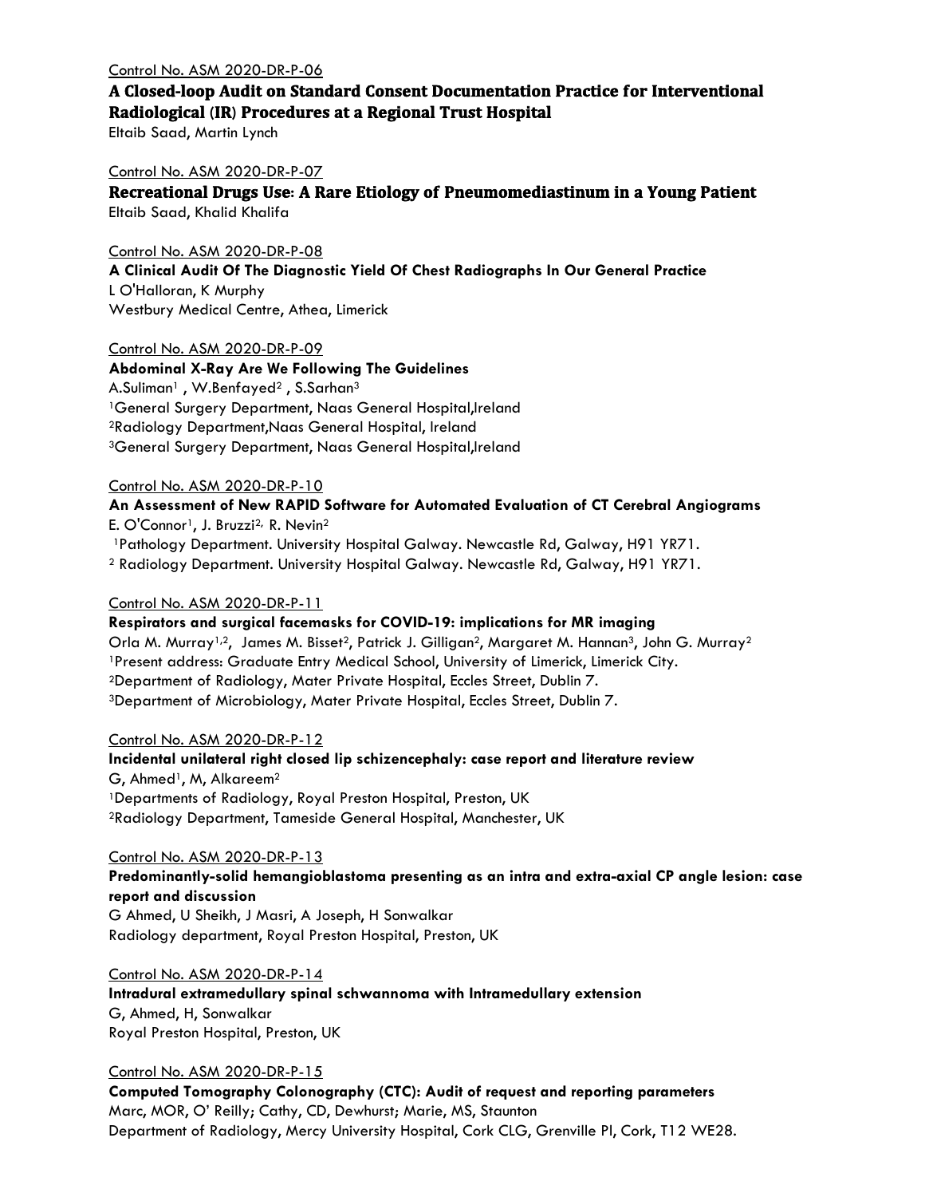Control No. ASM 2020-DR-P-06

**A Closed-loop Audit on Standard Consent Documentation Practice for Interventional Radiological (IR) Procedures at a Regional Trust Hospital**

Eltaib Saad, Martin Lynch

Control No. ASM 2020-DR-P-07

**Recreational Drugs Use: A Rare Etiology of Pneumomediastinum in a Young Patient**

Eltaib Saad, Khalid Khalifa

Control No. ASM 2020-DR-P-08

**A Clinical Audit Of The Diagnostic Yield Of Chest Radiographs In Our General Practice**

L O'Halloran, K Murphy
Westbury Medical Centre, Athea, Limerick

Control No. ASM 2020-DR-P-09

**Abdominal X-Ray Are We Following The Guidelines**

A.Suliman[1] , W.Benfayed[2] , S.Sarhan[3]
[1]General Surgery Department, Naas General Hospital,Ireland
[2]Radiology Department,Naas General Hospital, Ireland
[3]General Surgery Department, Naas General Hospital,Ireland

Control No. ASM 2020-DR-P-10

**An Assessment of New RAPID Software for Automated Evaluation of CT Cerebral Angiograms**

E. O'Connor[1], J. Bruzzi[2], R. Nevin[2]
[1]Pathology Department. University Hospital Galway. Newcastle Rd, Galway, H91 YR71.
[2] Radiology Department. University Hospital Galway. Newcastle Rd, Galway, H91 YR71.

Control No. ASM 2020-DR-P-11

**Respirators and surgical facemasks for COVID-19: implications for MR imaging**

Orla M. Murray[1,2], James M. Bisset[2], Patrick J. Gilligan[2], Margaret M. Hannan[3], John G. Murray[2]
[1]Present address: Graduate Entry Medical School, University of Limerick, Limerick City.
[2]Department of Radiology, Mater Private Hospital, Eccles Street, Dublin 7.
[3]Department of Microbiology, Mater Private Hospital, Eccles Street, Dublin 7.

Control No. ASM 2020-DR-P-12

**Incidental unilateral right closed lip schizencephaly: case report and literature review**

G, Ahmed[1], M, Alkareem[2]
[1]Departments of Radiology, Royal Preston Hospital, Preston, UK
[2]Radiology Department, Tameside General Hospital, Manchester, UK

Control No. ASM 2020-DR-P-13

**Predominantly-solid hemangioblastoma presenting as an intra and extra-axial CP angle lesion: case report and discussion**

G Ahmed, U Sheikh, J Masri, A Joseph, H Sonwalkar
Radiology department, Royal Preston Hospital, Preston, UK

Control No. ASM 2020-DR-P-14

**Intradural extramedullary spinal schwannoma with Intramedullary extension**

G, Ahmed, H, Sonwalkar
Royal Preston Hospital, Preston, UK

Control No. ASM 2020-DR-P-15

**Computed Tomography Colonography (CTC): Audit of request and reporting parameters**

Marc, MOR, O' Reilly; Cathy, CD, Dewhurst; Marie, MS, Staunton
Department of Radiology, Mercy University Hospital, Cork CLG, Grenville Pl, Cork, T12 WE28.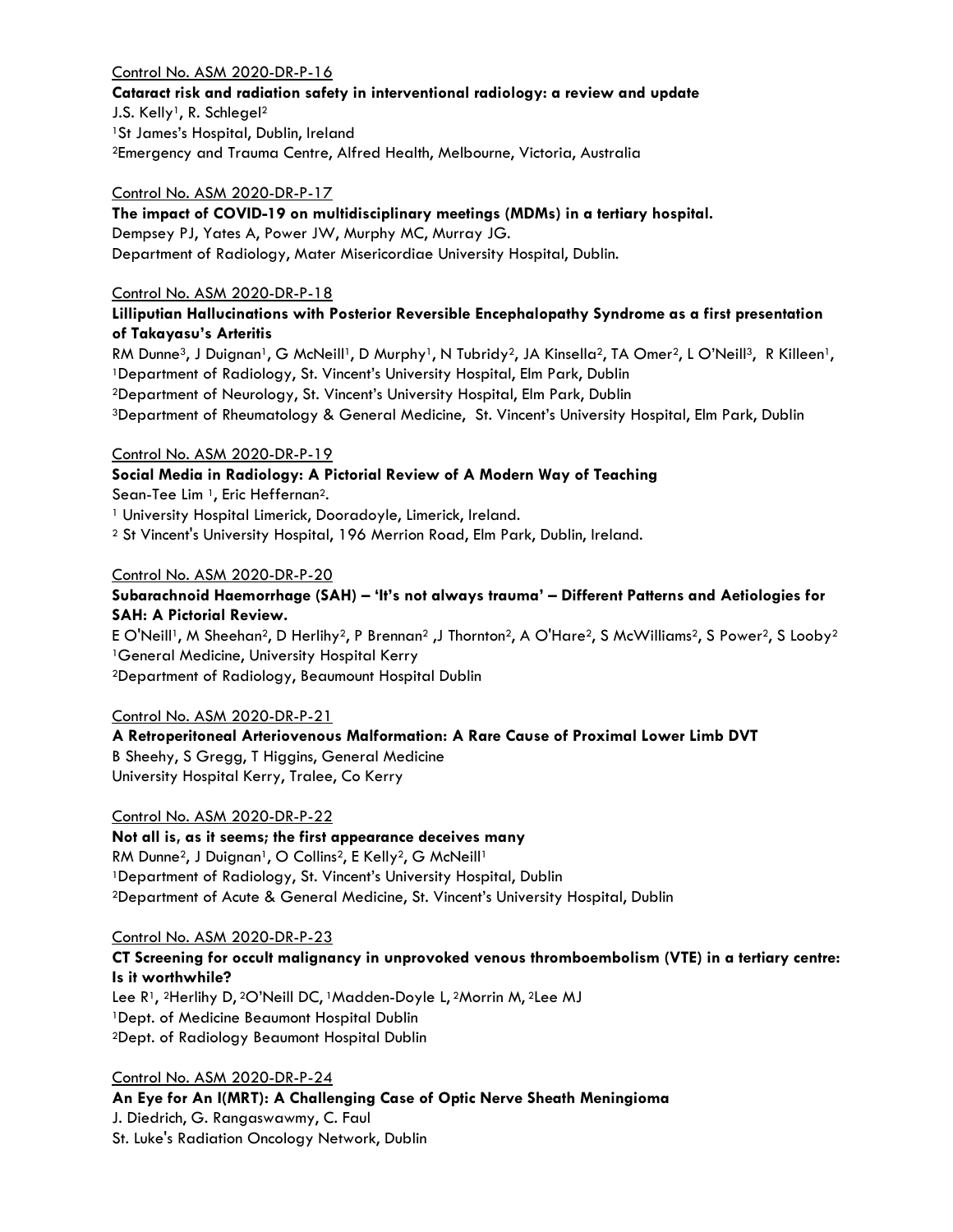Control No. ASM 2020-DR-P-16

**Cataract risk and radiation safety in interventional radiology: a review and update**

J.S. Kelly[1], R. Schlegel[2]

[1]St James's Hospital, Dublin, Ireland

[2]Emergency and Trauma Centre, Alfred Health, Melbourne, Victoria, Australia

Control No. ASM 2020-DR-P-17

**The impact of COVID-19 on multidisciplinary meetings (MDMs) in a tertiary hospital.**

Dempsey PJ, Yates A, Power JW, Murphy MC, Murray JG.

Department of Radiology, Mater Misericordiae University Hospital, Dublin.

Control No. ASM 2020-DR-P-18

**Lilliputian Hallucinations with Posterior Reversible Encephalopathy Syndrome as a first presentation of Takayasu's Arteritis**

RM Dunne[3], J Duignan[1], G McNeill[1], D Murphy[1], N Tubridy[2], JA Kinsella[2], TA Omer[2], L O'Neill[3], R Killeen[1],

[1]Department of Radiology, St. Vincent's University Hospital, Elm Park, Dublin

[2]Department of Neurology, St. Vincent's University Hospital, Elm Park, Dublin

[3]Department of Rheumatology & General Medicine, St. Vincent's University Hospital, Elm Park, Dublin

Control No. ASM 2020-DR-P-19

**Social Media in Radiology: A Pictorial Review of A Modern Way of Teaching**

Sean-Tee Lim [1], Eric Heffernan[2].

[1] University Hospital Limerick, Dooradoyle, Limerick, Ireland.

[2] St Vincent's University Hospital, 196 Merrion Road, Elm Park, Dublin, Ireland.

Control No. ASM 2020-DR-P-20

**Subarachnoid Haemorrhage (SAH) – 'It's not always trauma' – Different Patterns and Aetiologies for SAH: A Pictorial Review.**

E O'Neill[1], M Sheehan[2], D Herlihy[2], P Brennan[2] ,J Thornton[2], A O'Hare[2], S McWilliams[2], S Power[2], S Looby[2]

[1]General Medicine, University Hospital Kerry

[2]Department of Radiology, Beaumount Hospital Dublin

Control No. ASM 2020-DR-P-21

**A Retroperitoneal Arteriovenous Malformation: A Rare Cause of Proximal Lower Limb DVT**

B Sheehy, S Gregg, T Higgins, General Medicine

University Hospital Kerry, Tralee, Co Kerry

Control No. ASM 2020-DR-P-22

**Not all is, as it seems; the first appearance deceives many**

RM Dunne[2], J Duignan[1], O Collins[2], E Kelly[2], G McNeill[1]

[1]Department of Radiology, St. Vincent's University Hospital, Dublin

[2]Department of Acute & General Medicine, St. Vincent's University Hospital, Dublin

Control No. ASM 2020-DR-P-23

**CT Screening for occult malignancy in unprovoked venous thromboembolism (VTE) in a tertiary centre: Is it worthwhile?**

Lee R[1], [2]Herlihy D, [2]O'Neill DC, [1]Madden-Doyle L, [2]Morrin M, [2]Lee MJ

[1]Dept. of Medicine Beaumont Hospital Dublin

[2]Dept. of Radiology Beaumont Hospital Dublin

Control No. ASM 2020-DR-P-24

**An Eye for An I(MRT): A Challenging Case of Optic Nerve Sheath Meningioma**

J. Diedrich, G. Rangaswawmy, C. Faul

St. Luke's Radiation Oncology Network, Dublin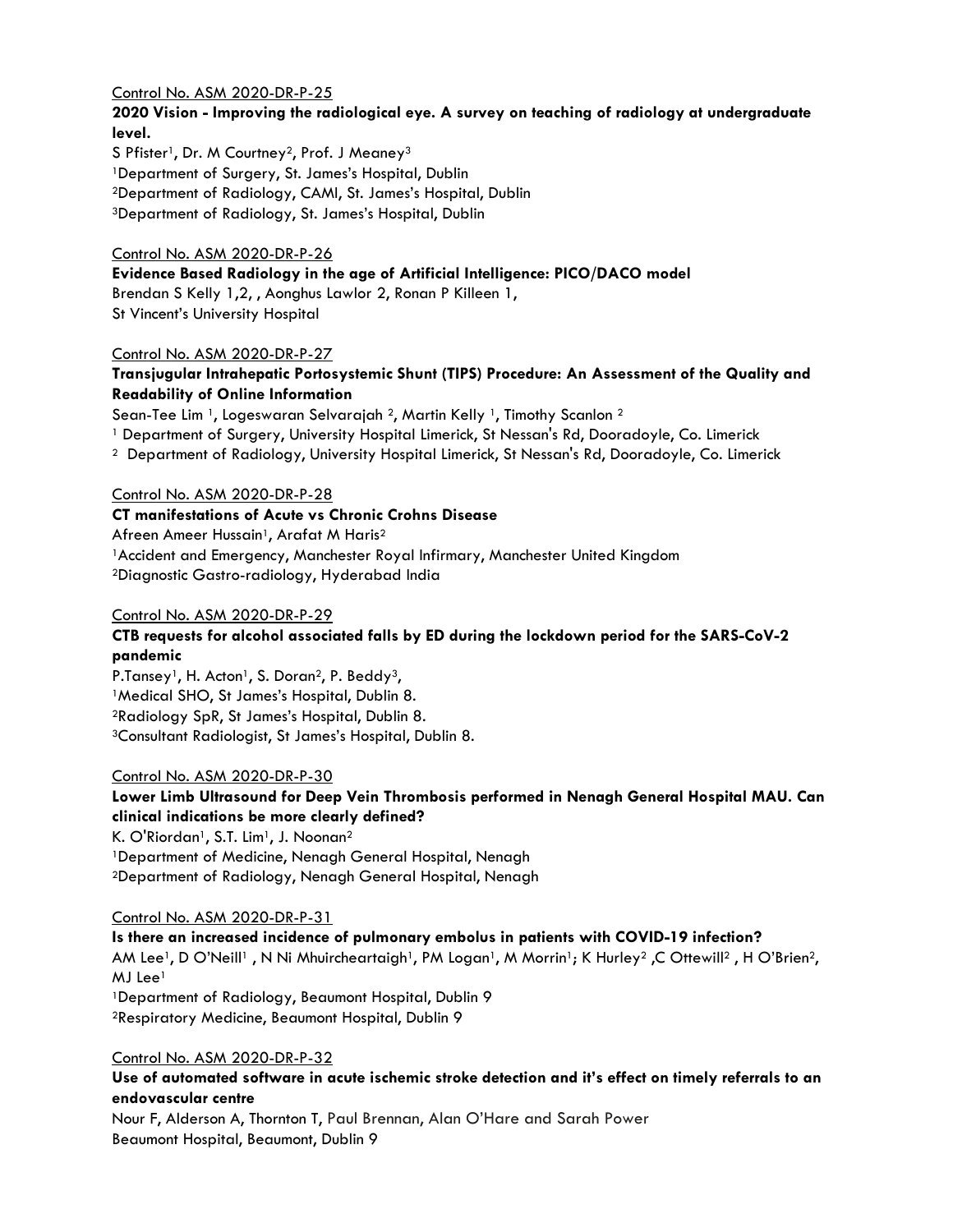Control No. ASM 2020-DR-P-25

**2020 Vision - Improving the radiological eye. A survey on teaching of radiology at undergraduate level.**

S Pfister[1], Dr. M Courtney[2], Prof. J Meaney[3]
[1]Department of Surgery, St. James's Hospital, Dublin
[2]Department of Radiology, CAMI, St. James's Hospital, Dublin
[3]Department of Radiology, St. James's Hospital, Dublin

Control No. ASM 2020-DR-P-26

**Evidence Based Radiology in the age of Artificial Intelligence: PICO/DACO model**

Brendan S Kelly 1,2, , Aonghus Lawlor 2, Ronan P Killeen 1,
St Vincent's University Hospital

Control No. ASM 2020-DR-P-27

**Transjugular Intrahepatic Portosystemic Shunt (TIPS) Procedure: An Assessment of the Quality and Readability of Online Information**

Sean-Tee Lim [1], Logeswaran Selvarajah [2], Martin Kelly [1], Timothy Scanlon [2]
[1] Department of Surgery, University Hospital Limerick, St Nessan's Rd, Dooradoyle, Co. Limerick
[2] Department of Radiology, University Hospital Limerick, St Nessan's Rd, Dooradoyle, Co. Limerick

Control No. ASM 2020-DR-P-28

**CT manifestations of Acute vs Chronic Crohns Disease**

Afreen Ameer Hussain[1], Arafat M Haris[2]
[1]Accident and Emergency, Manchester Royal Infirmary, Manchester United Kingdom
[2]Diagnostic Gastro-radiology, Hyderabad India

Control No. ASM 2020-DR-P-29

**CTB requests for alcohol associated falls by ED during the lockdown period for the SARS-CoV-2 pandemic**

P.Tansey[1], H. Acton[1], S. Doran[2], P. Beddy[3],
[1]Medical SHO, St James's Hospital, Dublin 8.
[2]Radiology SpR, St James's Hospital, Dublin 8.
[3]Consultant Radiologist, St James's Hospital, Dublin 8.

Control No. ASM 2020-DR-P-30

**Lower Limb Ultrasound for Deep Vein Thrombosis performed in Nenagh General Hospital MAU. Can clinical indications be more clearly defined?**

K. O'Riordan[1], S.T. Lim[1], J. Noonan[2]
[1]Department of Medicine, Nenagh General Hospital, Nenagh
[2]Department of Radiology, Nenagh General Hospital, Nenagh

Control No. ASM 2020-DR-P-31

**Is there an increased incidence of pulmonary embolus in patients with COVID-19 infection?**

AM Lee[1], D O'Neill[1] , N Ni Mhuircheartaigh[1], PM Logan[1], M Morrin[1]; K Hurley[2] ,C Ottewill[2] , H O'Brien[2], MJ Lee[1]
[1]Department of Radiology, Beaumont Hospital, Dublin 9
[2]Respiratory Medicine, Beaumont Hospital, Dublin 9

Control No. ASM 2020-DR-P-32

**Use of automated software in acute ischemic stroke detection and it's effect on timely referrals to an endovascular centre**

Nour F, Alderson A, Thornton T, Paul Brennan, Alan O'Hare and Sarah Power
Beaumont Hospital, Beaumont, Dublin 9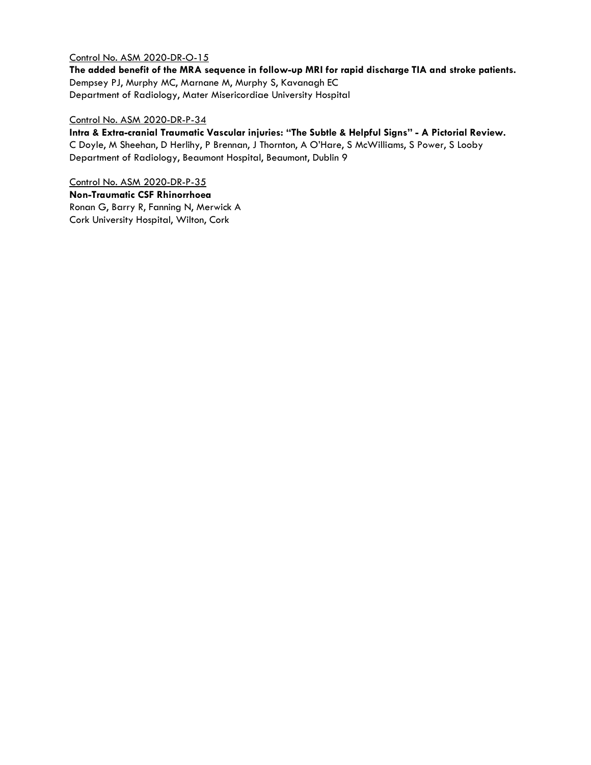<u>Control No. ASM 2020-DR-O-15</u>

**The added benefit of the MRA sequence in follow-up MRI for rapid discharge TIA and stroke patients.**
Dempsey PJ, Murphy MC, Marnane M, Murphy S, Kavanagh EC
Department of Radiology, Mater Misericordiae University Hospital

<u>Control No. ASM 2020-DR-P-34</u>

**Intra & Extra-cranial Traumatic Vascular injuries: "The Subtle & Helpful Signs" - A Pictorial Review.**
C Doyle, M Sheehan, D Herlihy, P Brennan, J Thornton, A O'Hare, S McWilliams, S Power, S Looby
Department of Radiology, Beaumont Hospital, Beaumont, Dublin 9

<u>Control No. ASM 2020-DR-P-35</u>

**Non-Traumatic CSF Rhinorrhoea**
Ronan G, Barry R, Fanning N, Merwick A
Cork University Hospital, Wilton, Cork